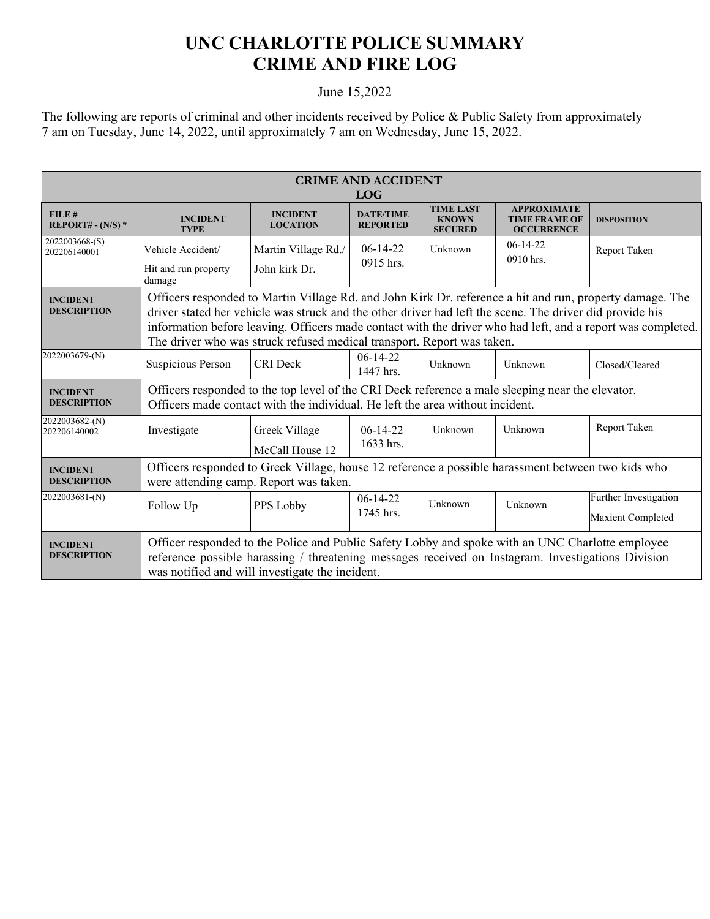# UNC CHARLOTTE POLICE SUMMARY
# CRIME AND FIRE LOG

June 15,2022

The following are reports of criminal and other incidents received by Police & Public Safety from approximately 7 am on Tuesday, June 14, 2022, until approximately 7 am on Wednesday, June 15, 2022.

| CRIME AND ACCIDENT LOG | | | | | | |
|---|---|---|---|---|---|---|
| **FILE # REPORT# - (N/S) *** | **INCIDENT TYPE** | **INCIDENT LOCATION** | **DATE/TIME REPORTED** | **TIME LAST KNOWN SECURED** | **APPROXIMATE TIME FRAME OF OCCURRENCE** | **DISPOSITION** |
| 2022003668-(S) 202206140001 | Vehicle Accident/ Hit and run property damage | Martin Village Rd./ John kirk Dr. | 06-14-22 0915 hrs. | Unknown | 06-14-22 0910 hrs. | Report Taken |
| **INCIDENT DESCRIPTION** | Officers responded to Martin Village Rd. and John Kirk Dr. reference a hit and run, property damage. The driver stated her vehicle was struck and the other driver had left the scene. The driver did provide his information before leaving. Officers made contact with the driver who had left, and a report was completed. The driver who was struck refused medical transport. Report was taken. | | | | | |
| 2022003679-(N) | Suspicious Person | CRI Deck | 06-14-22 1447 hrs. | Unknown | Unknown | Closed/Cleared |
| **INCIDENT DESCRIPTION** | Officers responded to the top level of the CRI Deck reference a male sleeping near the elevator. Officers made contact with the individual. He left the area without incident. | | | | | |
| 2022003682-(N) 202206140002 | Investigate | Greek Village McCall House 12 | 06-14-22 1633 hrs. | Unknown | Unknown | Report Taken |
| **INCIDENT DESCRIPTION** | Officers responded to Greek Village, house 12 reference a possible harassment between two kids who were attending camp. Report was taken. | | | | | |
| 2022003681-(N) | Follow Up | PPS Lobby | 06-14-22 1745 hrs. | Unknown | Unknown | Further Investigation Maxient Completed |
| **INCIDENT DESCRIPTION** | Officer responded to the Police and Public Safety Lobby and spoke with an UNC Charlotte employee reference possible harassing / threatening messages received on Instagram. Investigations Division was notified and will investigate the incident. | | | | | |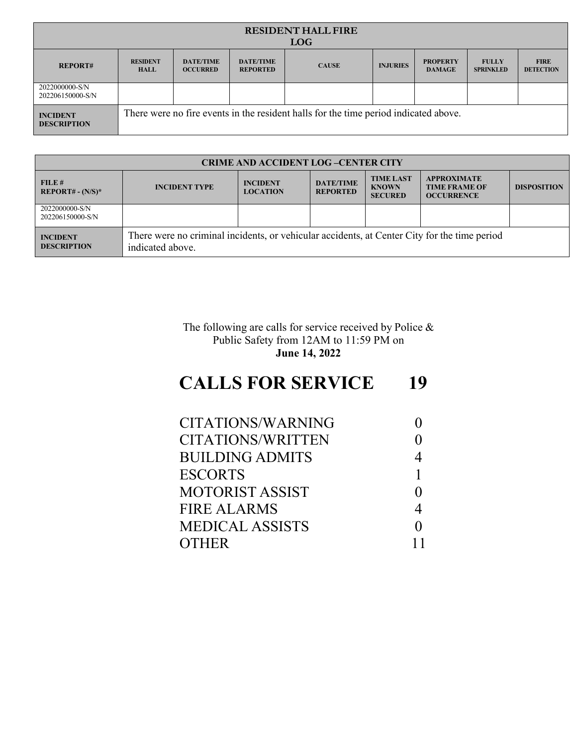| RESIDENT HALL FIRE LOG | | | | | | | | |
|---|---|---|---|---|---|---|---|---|
| **REPORT#** | **RESIDENT HALL** | **DATE/TIME OCCURRED** | **DATE/TIME REPORTED** | **CAUSE** | **INJURIES** | **PROPERTY DAMAGE** | **FULLY SPRINKLED** | **FIRE DETECTION** |
| 2022000000-S/N 202206150000-S/N | | | | | | | | |
| **INCIDENT DESCRIPTION** | There were no fire events in the resident halls for the time period indicated above. | | | | | | | |

| CRIME AND ACCIDENT LOG –CENTER CITY | | | | | | |
|---|---|---|---|---|---|---|
| **FILE # REPORT# - (N/S)*** | **INCIDENT TYPE** | **INCIDENT LOCATION** | **DATE/TIME REPORTED** | **TIME LAST KNOWN SECURED** | **APPROXIMATE TIME FRAME OF OCCURRENCE** | **DISPOSITION** |
| 2022000000-S/N 202206150000-S/N | | | | | | |
| **INCIDENT DESCRIPTION** | There were no criminal incidents, or vehicular accidents, at Center City for the time period indicated above. | | | | | |

The following are calls for service received by Police & Public Safety from 12AM to 11:59 PM on
**June 14, 2022**

# CALLS FOR SERVICE 19

| | |
|---|---|
| CITATIONS/WARNING | 0 |
| CITATIONS/WRITTEN | 0 |
| BUILDING ADMITS | 4 |
| ESCORTS | 1 |
| MOTORIST ASSIST | 0 |
| FIRE ALARMS | 4 |
| MEDICAL ASSISTS | 0 |
| OTHER | 11 |